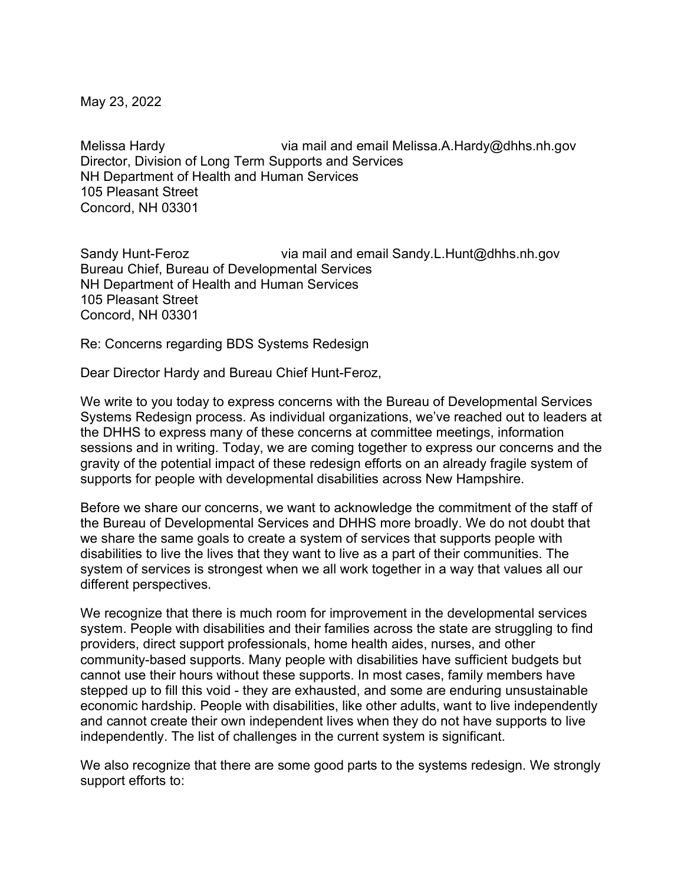May 23, 2022

Melissa Hardy via mail and email Melissa.A.Hardy@dhhs.nh.gov
Director, Division of Long Term Supports and Services
NH Department of Health and Human Services
105 Pleasant Street
Concord, NH 03301

Sandy Hunt-Feroz via mail and email Sandy.L.Hunt@dhhs.nh.gov
Bureau Chief, Bureau of Developmental Services
NH Department of Health and Human Services
105 Pleasant Street
Concord, NH 03301

Re: Concerns regarding BDS Systems Redesign

Dear Director Hardy and Bureau Chief Hunt-Feroz,

We write to you today to express concerns with the Bureau of Developmental Services Systems Redesign process. As individual organizations, we've reached out to leaders at the DHHS to express many of these concerns at committee meetings, information sessions and in writing. Today, we are coming together to express our concerns and the gravity of the potential impact of these redesign efforts on an already fragile system of supports for people with developmental disabilities across New Hampshire.

Before we share our concerns, we want to acknowledge the commitment of the staff of the Bureau of Developmental Services and DHHS more broadly. We do not doubt that we share the same goals to create a system of services that supports people with disabilities to live the lives that they want to live as a part of their communities. The system of services is strongest when we all work together in a way that values all our different perspectives.

We recognize that there is much room for improvement in the developmental services system. People with disabilities and their families across the state are struggling to find providers, direct support professionals, home health aides, nurses, and other community-based supports. Many people with disabilities have sufficient budgets but cannot use their hours without these supports. In most cases, family members have stepped up to fill this void - they are exhausted, and some are enduring unsustainable economic hardship. People with disabilities, like other adults, want to live independently and cannot create their own independent lives when they do not have supports to live independently. The list of challenges in the current system is significant.

We also recognize that there are some good parts to the systems redesign. We strongly support efforts to: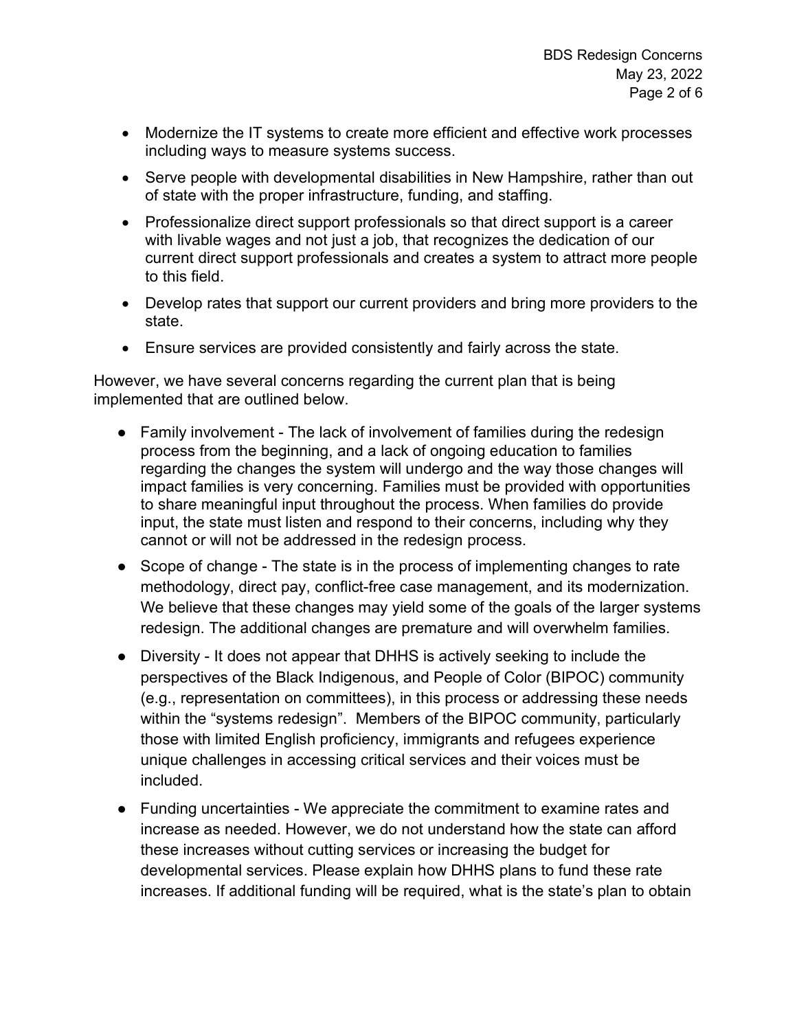- Modernize the IT systems to create more efficient and effective work processes including ways to measure systems success.
- Serve people with developmental disabilities in New Hampshire, rather than out of state with the proper infrastructure, funding, and staffing.
- Professionalize direct support professionals so that direct support is a career with livable wages and not just a job, that recognizes the dedication of our current direct support professionals and creates a system to attract more people to this field.
- Develop rates that support our current providers and bring more providers to the state.
- Ensure services are provided consistently and fairly across the state.

However, we have several concerns regarding the current plan that is being implemented that are outlined below.

- Family involvement - The lack of involvement of families during the redesign process from the beginning, and a lack of ongoing education to families regarding the changes the system will undergo and the way those changes will impact families is very concerning. Families must be provided with opportunities to share meaningful input throughout the process. When families do provide input, the state must listen and respond to their concerns, including why they cannot or will not be addressed in the redesign process.
- Scope of change - The state is in the process of implementing changes to rate methodology, direct pay, conflict-free case management, and its modernization. We believe that these changes may yield some of the goals of the larger systems redesign. The additional changes are premature and will overwhelm families.
- Diversity - It does not appear that DHHS is actively seeking to include the perspectives of the Black Indigenous, and People of Color (BIPOC) community (e.g., representation on committees), in this process or addressing these needs within the "systems redesign". Members of the BIPOC community, particularly those with limited English proficiency, immigrants and refugees experience unique challenges in accessing critical services and their voices must be included.
- Funding uncertainties - We appreciate the commitment to examine rates and increase as needed. However, we do not understand how the state can afford these increases without cutting services or increasing the budget for developmental services. Please explain how DHHS plans to fund these rate increases. If additional funding will be required, what is the state's plan to obtain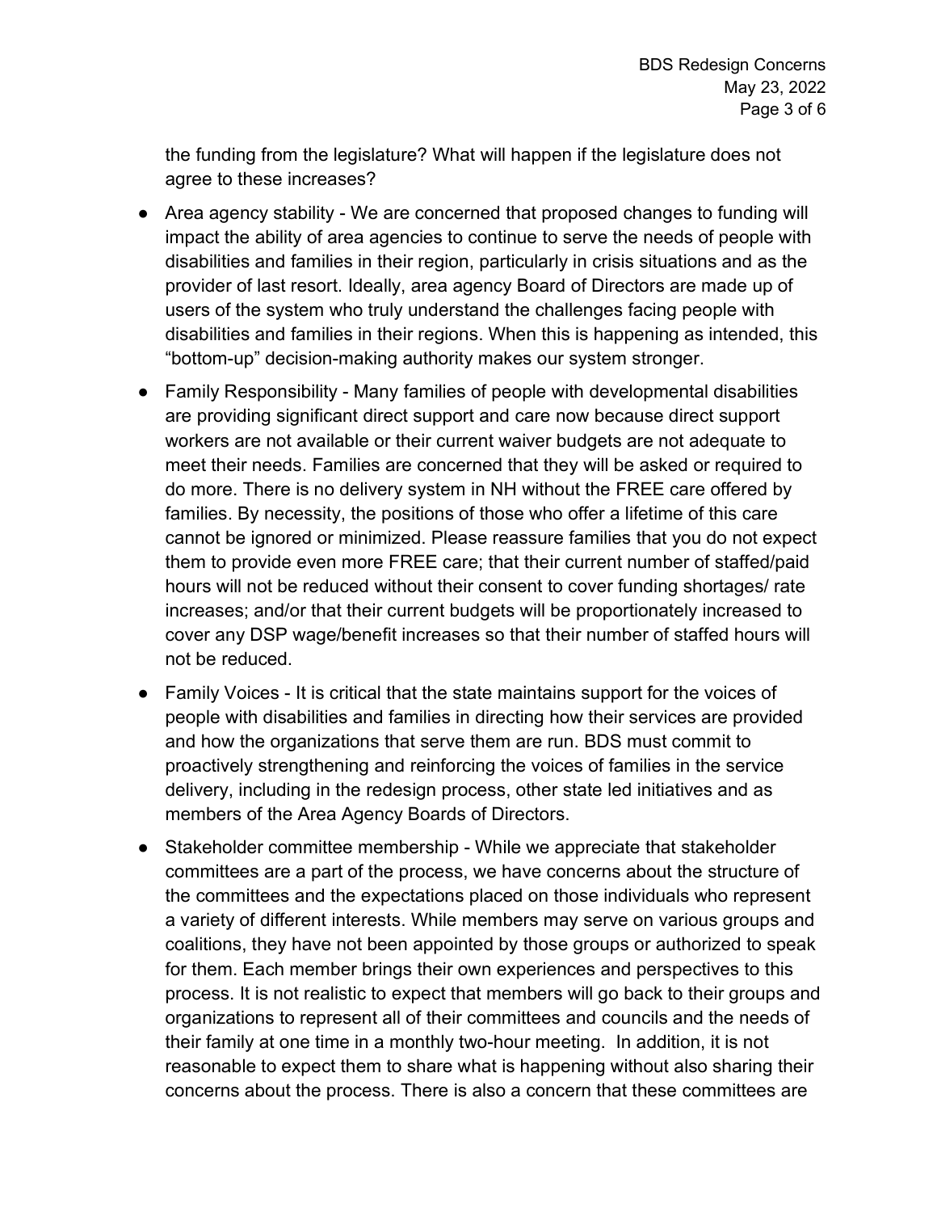the funding from the legislature? What will happen if the legislature does not agree to these increases?

- Area agency stability - We are concerned that proposed changes to funding will impact the ability of area agencies to continue to serve the needs of people with disabilities and families in their region, particularly in crisis situations and as the provider of last resort. Ideally, area agency Board of Directors are made up of users of the system who truly understand the challenges facing people with disabilities and families in their regions. When this is happening as intended, this "bottom-up" decision-making authority makes our system stronger.
- Family Responsibility - Many families of people with developmental disabilities are providing significant direct support and care now because direct support workers are not available or their current waiver budgets are not adequate to meet their needs. Families are concerned that they will be asked or required to do more. There is no delivery system in NH without the FREE care offered by families. By necessity, the positions of those who offer a lifetime of this care cannot be ignored or minimized. Please reassure families that you do not expect them to provide even more FREE care; that their current number of staffed/paid hours will not be reduced without their consent to cover funding shortages/ rate increases; and/or that their current budgets will be proportionately increased to cover any DSP wage/benefit increases so that their number of staffed hours will not be reduced.
- Family Voices - It is critical that the state maintains support for the voices of people with disabilities and families in directing how their services are provided and how the organizations that serve them are run. BDS must commit to proactively strengthening and reinforcing the voices of families in the service delivery, including in the redesign process, other state led initiatives and as members of the Area Agency Boards of Directors.
- Stakeholder committee membership - While we appreciate that stakeholder committees are a part of the process, we have concerns about the structure of the committees and the expectations placed on those individuals who represent a variety of different interests. While members may serve on various groups and coalitions, they have not been appointed by those groups or authorized to speak for them. Each member brings their own experiences and perspectives to this process. It is not realistic to expect that members will go back to their groups and organizations to represent all of their committees and councils and the needs of their family at one time in a monthly two-hour meeting. In addition, it is not reasonable to expect them to share what is happening without also sharing their concerns about the process. There is also a concern that these committees are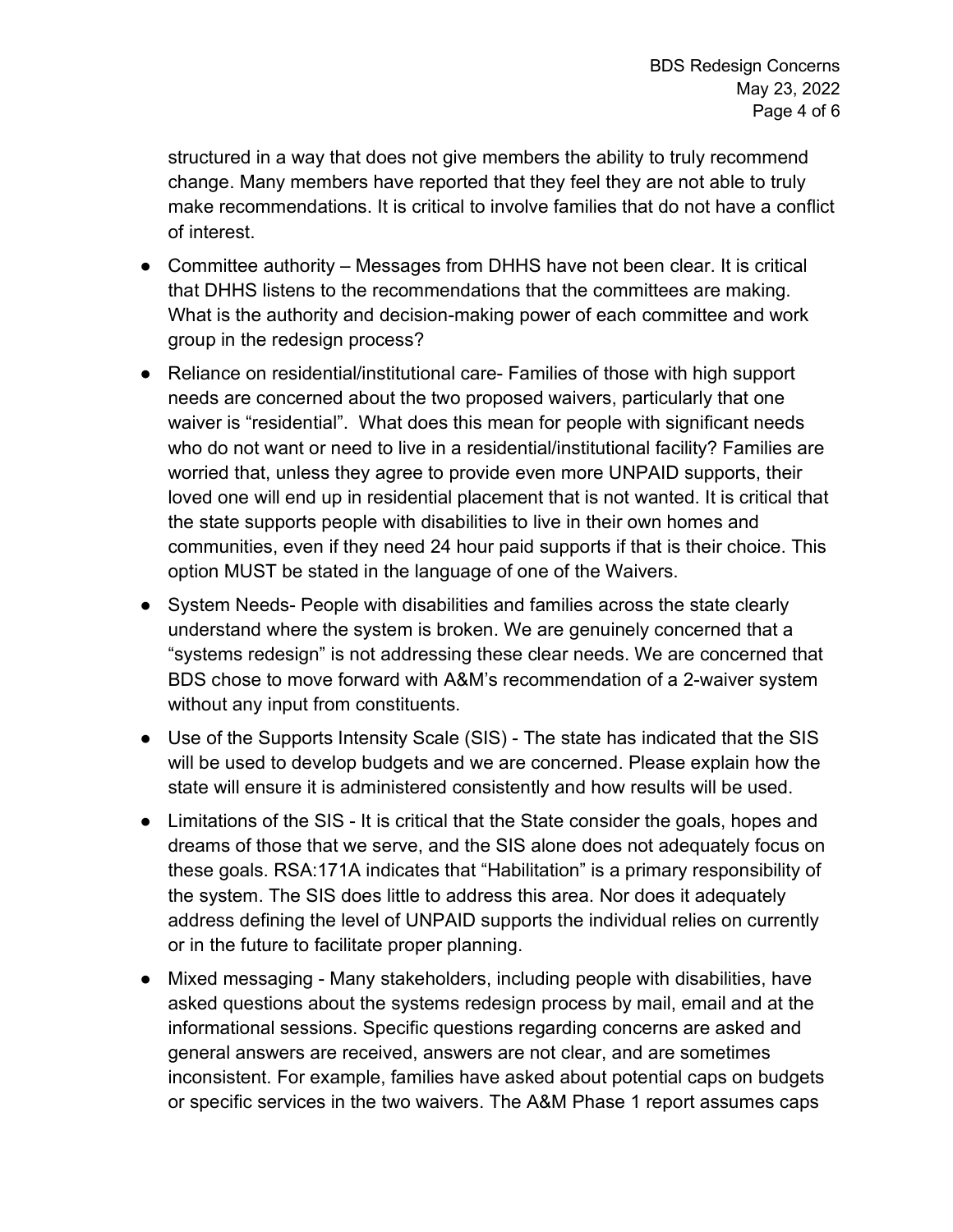structured in a way that does not give members the ability to truly recommend change. Many members have reported that they feel they are not able to truly make recommendations. It is critical to involve families that do not have a conflict of interest.

- Committee authority – Messages from DHHS have not been clear. It is critical that DHHS listens to the recommendations that the committees are making. What is the authority and decision-making power of each committee and work group in the redesign process?
- Reliance on residential/institutional care- Families of those with high support needs are concerned about the two proposed waivers, particularly that one waiver is "residential". What does this mean for people with significant needs who do not want or need to live in a residential/institutional facility? Families are worried that, unless they agree to provide even more UNPAID supports, their loved one will end up in residential placement that is not wanted. It is critical that the state supports people with disabilities to live in their own homes and communities, even if they need 24 hour paid supports if that is their choice. This option MUST be stated in the language of one of the Waivers.
- System Needs- People with disabilities and families across the state clearly understand where the system is broken. We are genuinely concerned that a "systems redesign" is not addressing these clear needs. We are concerned that BDS chose to move forward with A&M's recommendation of a 2-waiver system without any input from constituents.
- Use of the Supports Intensity Scale (SIS) - The state has indicated that the SIS will be used to develop budgets and we are concerned. Please explain how the state will ensure it is administered consistently and how results will be used.
- Limitations of the SIS - It is critical that the State consider the goals, hopes and dreams of those that we serve, and the SIS alone does not adequately focus on these goals. RSA:171A indicates that "Habilitation" is a primary responsibility of the system. The SIS does little to address this area. Nor does it adequately address defining the level of UNPAID supports the individual relies on currently or in the future to facilitate proper planning.
- Mixed messaging - Many stakeholders, including people with disabilities, have asked questions about the systems redesign process by mail, email and at the informational sessions. Specific questions regarding concerns are asked and general answers are received, answers are not clear, and are sometimes inconsistent. For example, families have asked about potential caps on budgets or specific services in the two waivers. The A&M Phase 1 report assumes caps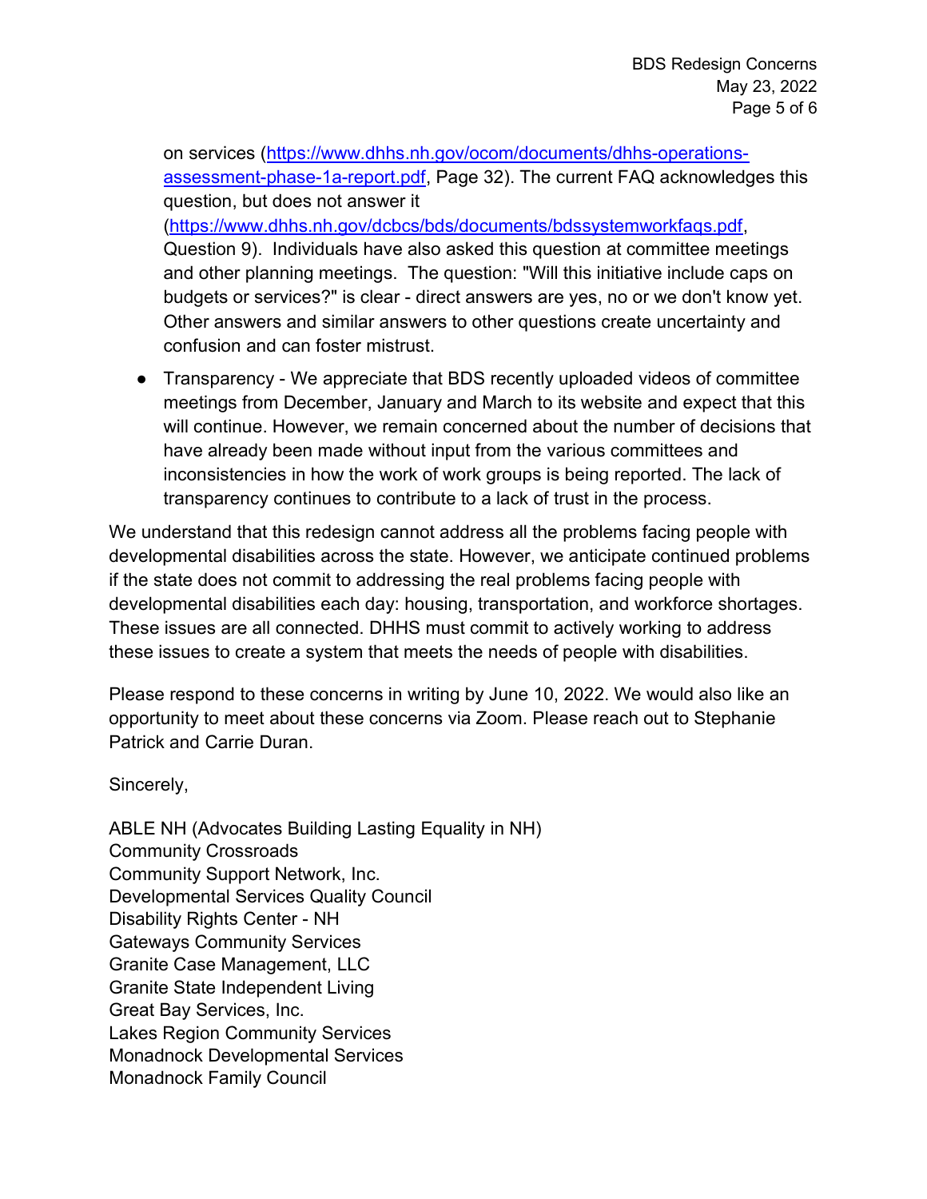on services ([https://www.dhhs.nh.gov/ocom/documents/dhhs-operations-assessment-phase-1a-report.pdf](https://www.dhhs.nh.gov/ocom/documents/dhhs-operations-assessment-phase-1a-report.pdf), Page 32). The current FAQ acknowledges this question, but does not answer it ([https://www.dhhs.nh.gov/dcbcs/bds/documents/bdssystemworkfaqs.pdf](https://www.dhhs.nh.gov/dcbcs/bds/documents/bdssystemworkfaqs.pdf), Question 9). Individuals have also asked this question at committee meetings and other planning meetings. The question: "Will this initiative include caps on budgets or services?" is clear - direct answers are yes, no or we don't know yet. Other answers and similar answers to other questions create uncertainty and confusion and can foster mistrust.

- Transparency - We appreciate that BDS recently uploaded videos of committee meetings from December, January and March to its website and expect that this will continue. However, we remain concerned about the number of decisions that have already been made without input from the various committees and inconsistencies in how the work of work groups is being reported. The lack of transparency continues to contribute to a lack of trust in the process.

We understand that this redesign cannot address all the problems facing people with developmental disabilities across the state. However, we anticipate continued problems if the state does not commit to addressing the real problems facing people with developmental disabilities each day: housing, transportation, and workforce shortages. These issues are all connected. DHHS must commit to actively working to address these issues to create a system that meets the needs of people with disabilities.

Please respond to these concerns in writing by June 10, 2022. We would also like an opportunity to meet about these concerns via Zoom. Please reach out to Stephanie Patrick and Carrie Duran.

Sincerely,

ABLE NH (Advocates Building Lasting Equality in NH)
Community Crossroads
Community Support Network, Inc.
Developmental Services Quality Council
Disability Rights Center - NH
Gateways Community Services
Granite Case Management, LLC
Granite State Independent Living
Great Bay Services, Inc.
Lakes Region Community Services
Monadnock Developmental Services
Monadnock Family Council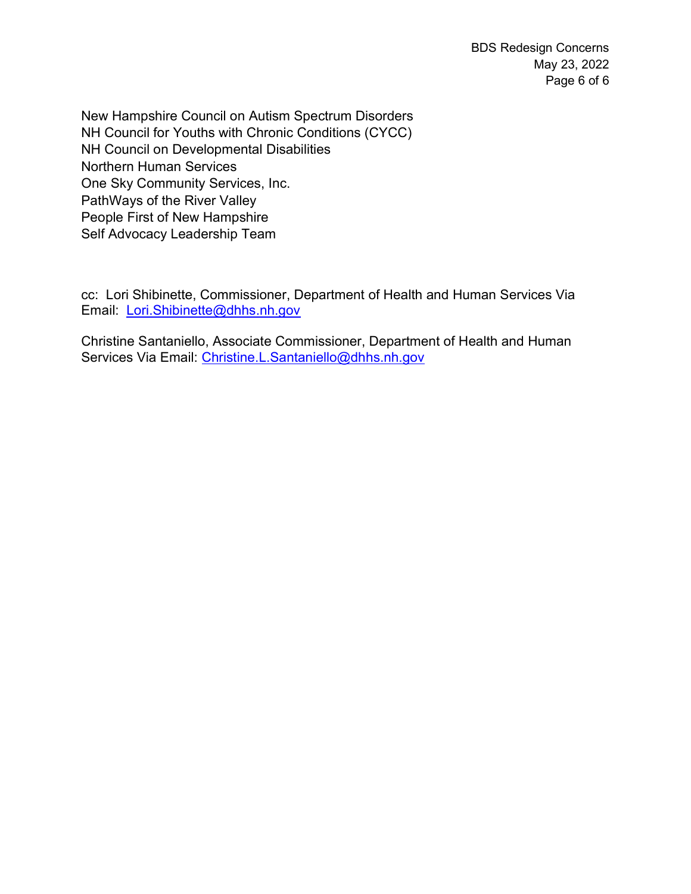New Hampshire Council on Autism Spectrum Disorders
NH Council for Youths with Chronic Conditions (CYCC)
NH Council on Developmental Disabilities
Northern Human Services
One Sky Community Services, Inc.
PathWays of the River Valley
People First of New Hampshire
Self Advocacy Leadership Team

cc: Lori Shibinette, Commissioner, Department of Health and Human Services Via Email: Lori.Shibinette@dhhs.nh.gov

Christine Santaniello, Associate Commissioner, Department of Health and Human Services Via Email: Christine.L.Santaniello@dhhs.nh.gov